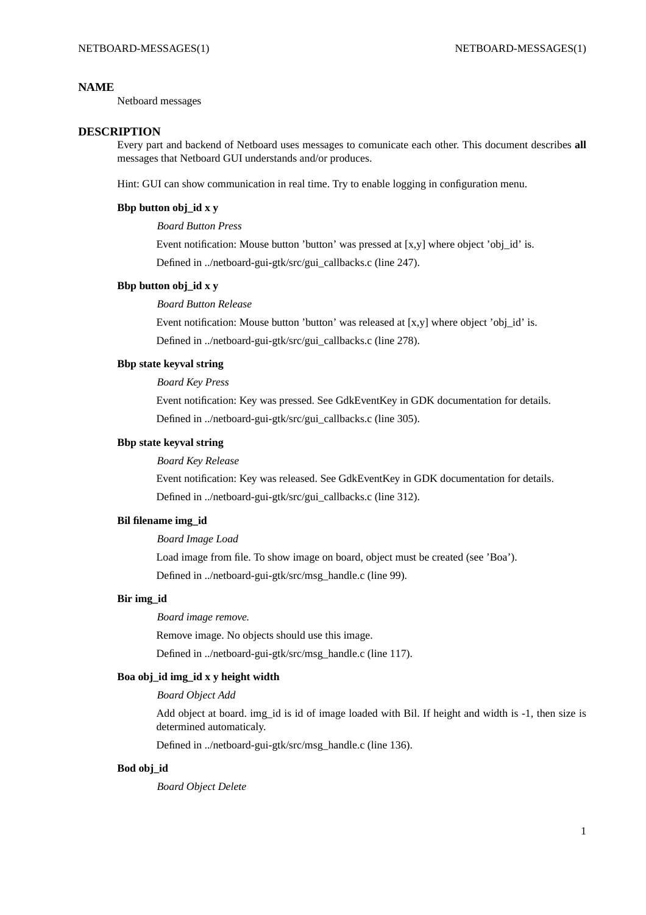## NAME

Netboard messages

## DESCRIPTION

Every part and backend of Netboard uses messages to comunicate each other. This document describes **all** messages that Netboard GUI understands and/or produces.

Hint: GUI can show communication in real time. Try to enable logging in configuration menu.

### Bbp button obj_id x y

*Board Button Press*

Event notification: Mouse button 'button' was pressed at [x,y] where object 'obj_id' is.

Defined in ../netboard-gui-gtk/src/gui_callbacks.c (line 247).

### Bbp button obj_id x y

*Board Button Release*

Event notification: Mouse button 'button' was released at [x,y] where object 'obj_id' is.

Defined in ../netboard-gui-gtk/src/gui_callbacks.c (line 278).

### Bbp state keyval string

*Board Key Press*

Event notification: Key was pressed. See GdkEventKey in GDK documentation for details.

Defined in ../netboard-gui-gtk/src/gui_callbacks.c (line 305).

### Bbp state keyval string

*Board Key Release*

Event notification: Key was released. See GdkEventKey in GDK documentation for details.

Defined in ../netboard-gui-gtk/src/gui_callbacks.c (line 312).

### Bil filename img_id

*Board Image Load*

Load image from file. To show image on board, object must be created (see 'Boa').

Defined in ../netboard-gui-gtk/src/msg_handle.c (line 99).

### Bir img_id

*Board image remove.*

Remove image. No objects should use this image.

Defined in ../netboard-gui-gtk/src/msg_handle.c (line 117).

### Boa obj_id img_id x y height width

*Board Object Add*

Add object at board. img_id is id of image loaded with Bil. If height and width is -1, then size is determined automaticaly.

Defined in ../netboard-gui-gtk/src/msg_handle.c (line 136).

### Bod obj_id

*Board Object Delete*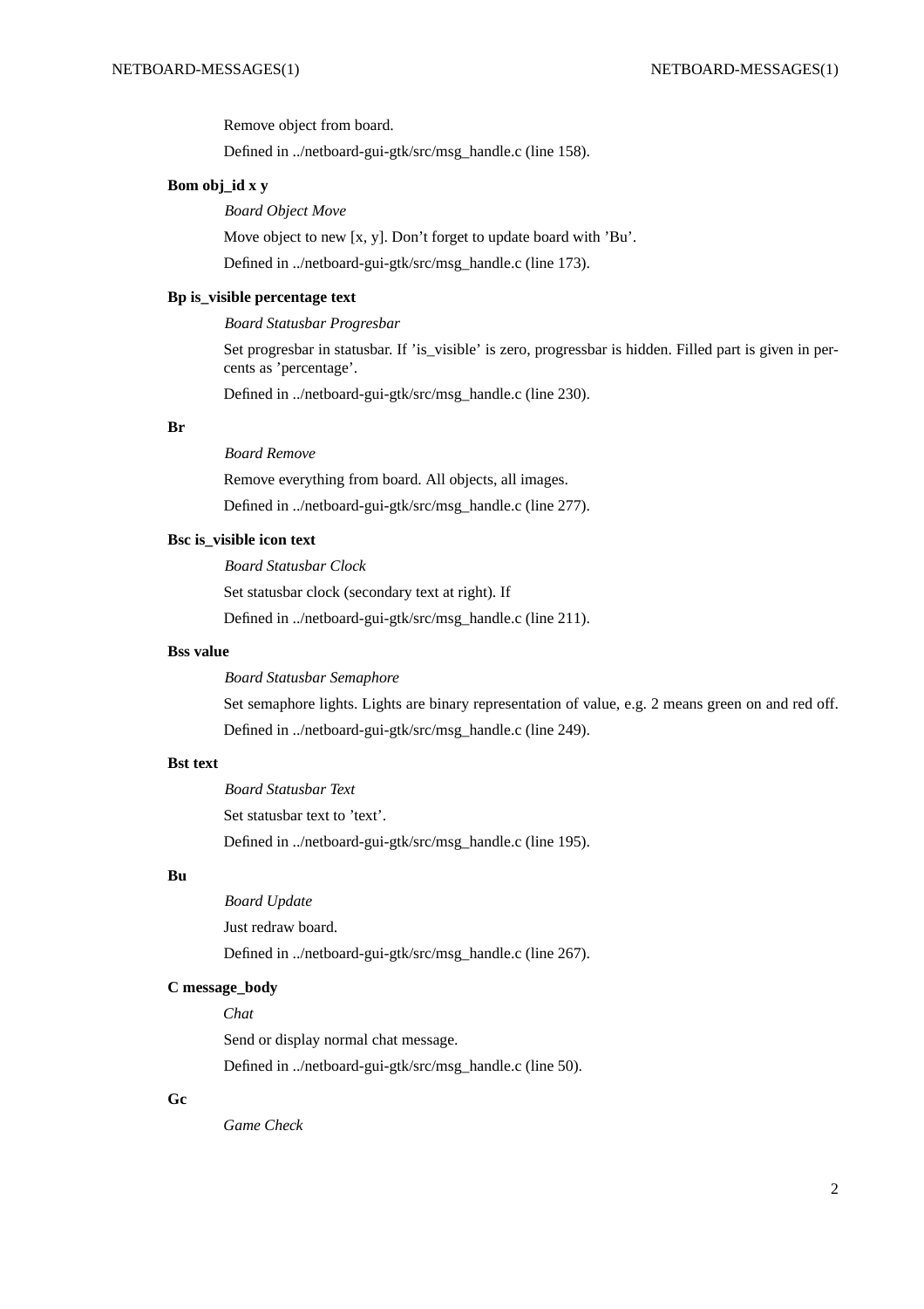Remove object from board.

Defined in ../netboard-gui-gtk/src/msg_handle.c (line 158).

**Bom obj_id x y**

*Board Object Move*

Move object to new [x, y]. Don’t forget to update board with ’Bu’.

Defined in ../netboard-gui-gtk/src/msg_handle.c (line 173).

**Bp is_visible percentage text**

*Board Statusbar Progresbar*

Set progresbar in statusbar. If ’is_visible’ is zero, progressbar is hidden. Filled part is given in percents as ’percentage’.

Defined in ../netboard-gui-gtk/src/msg_handle.c (line 230).

**Br**

*Board Remove*

Remove everything from board. All objects, all images.

Defined in ../netboard-gui-gtk/src/msg_handle.c (line 277).

**Bsc is_visible icon text**

*Board Statusbar Clock*

Set statusbar clock (secondary text at right). If

Defined in ../netboard-gui-gtk/src/msg_handle.c (line 211).

**Bss value**

*Board Statusbar Semaphore*

Set semaphore lights. Lights are binary representation of value, e.g. 2 means green on and red off.

Defined in ../netboard-gui-gtk/src/msg_handle.c (line 249).

**Bst text**

*Board Statusbar Text*

Set statusbar text to ’text’.

Defined in ../netboard-gui-gtk/src/msg_handle.c (line 195).

**Bu**

*Board Update*

Just redraw board.

Defined in ../netboard-gui-gtk/src/msg_handle.c (line 267).

**C message_body**

*Chat*

Send or display normal chat message.

Defined in ../netboard-gui-gtk/src/msg_handle.c (line 50).

**Gc**

*Game Check*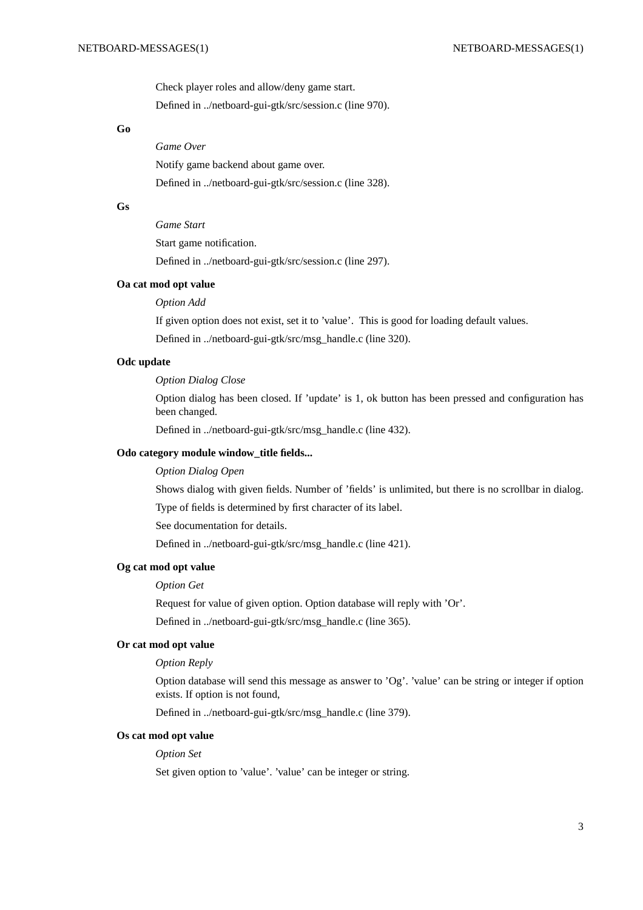Check player roles and allow/deny game start.

Defined in ../netboard-gui-gtk/src/session.c (line 970).

**Go**

*Game Over*

Notify game backend about game over.

Defined in ../netboard-gui-gtk/src/session.c (line 328).

**Gs**

*Game Start*

Start game notification.

Defined in ../netboard-gui-gtk/src/session.c (line 297).

**Oa cat mod opt value**

*Option Add*

If given option does not exist, set it to 'value'. This is good for loading default values.

Defined in ../netboard-gui-gtk/src/msg_handle.c (line 320).

**Odc update**

*Option Dialog Close*

Option dialog has been closed. If 'update' is 1, ok button has been pressed and configuration has been changed.

Defined in ../netboard-gui-gtk/src/msg_handle.c (line 432).

**Odo category module window_title fields...**

*Option Dialog Open*

Shows dialog with given fields. Number of 'fields' is unlimited, but there is no scrollbar in dialog.

Type of fields is determined by first character of its label.

See documentation for details.

Defined in ../netboard-gui-gtk/src/msg_handle.c (line 421).

**Og cat mod opt value**

*Option Get*

Request for value of given option. Option database will reply with 'Or'.

Defined in ../netboard-gui-gtk/src/msg_handle.c (line 365).

**Or cat mod opt value**

*Option Reply*

Option database will send this message as answer to 'Og'. 'value' can be string or integer if option exists. If option is not found,

Defined in ../netboard-gui-gtk/src/msg_handle.c (line 379).

**Os cat mod opt value**

*Option Set*

Set given option to 'value'. 'value' can be integer or string.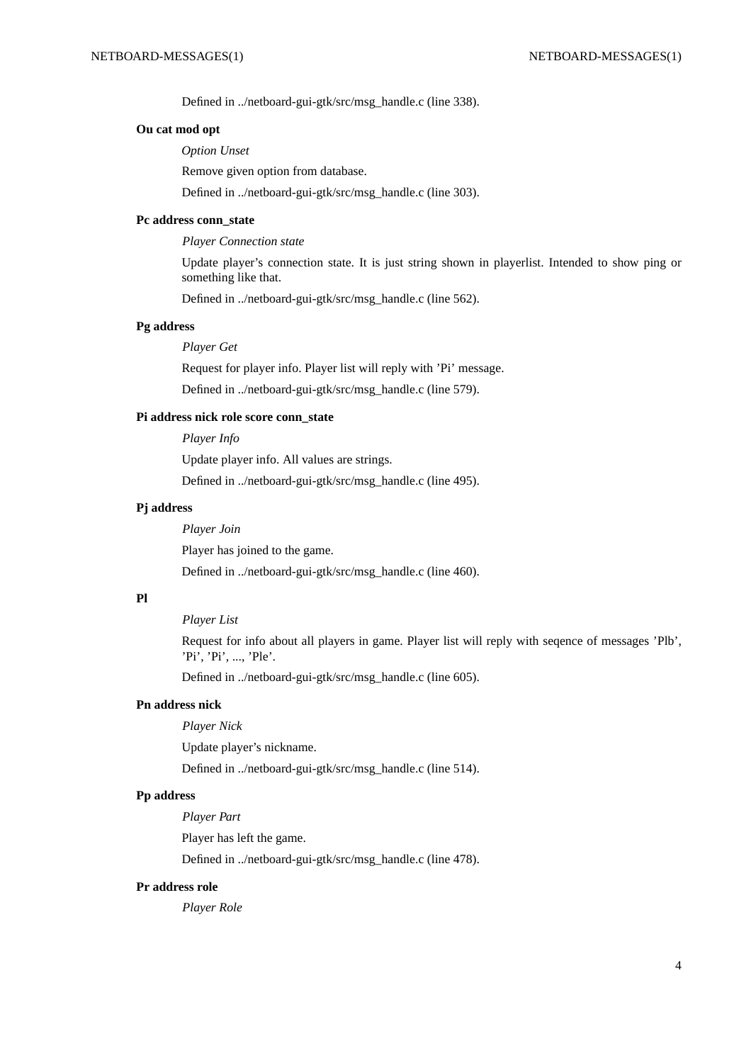Defined in ../netboard-gui-gtk/src/msg_handle.c (line 338).

**Ou cat mod opt**

*Option Unset*

Remove given option from database.

Defined in ../netboard-gui-gtk/src/msg_handle.c (line 303).

**Pc address conn_state**

*Player Connection state*

Update player's connection state. It is just string shown in playerlist. Intended to show ping or something like that.

Defined in ../netboard-gui-gtk/src/msg_handle.c (line 562).

**Pg address**

*Player Get*

Request for player info. Player list will reply with 'Pi' message.

Defined in ../netboard-gui-gtk/src/msg_handle.c (line 579).

**Pi address nick role score conn_state**

*Player Info*

Update player info. All values are strings.

Defined in ../netboard-gui-gtk/src/msg_handle.c (line 495).

**Pj address**

*Player Join*

Player has joined to the game.

Defined in ../netboard-gui-gtk/src/msg_handle.c (line 460).

**Pl**

*Player List*

Request for info about all players in game. Player list will reply with seqence of messages 'Plb', 'Pi', 'Pi', ..., 'Ple'.

Defined in ../netboard-gui-gtk/src/msg_handle.c (line 605).

**Pn address nick**

*Player Nick*

Update player's nickname.

Defined in ../netboard-gui-gtk/src/msg_handle.c (line 514).

**Pp address**

*Player Part*

Player has left the game.

Defined in ../netboard-gui-gtk/src/msg_handle.c (line 478).

**Pr address role**

*Player Role*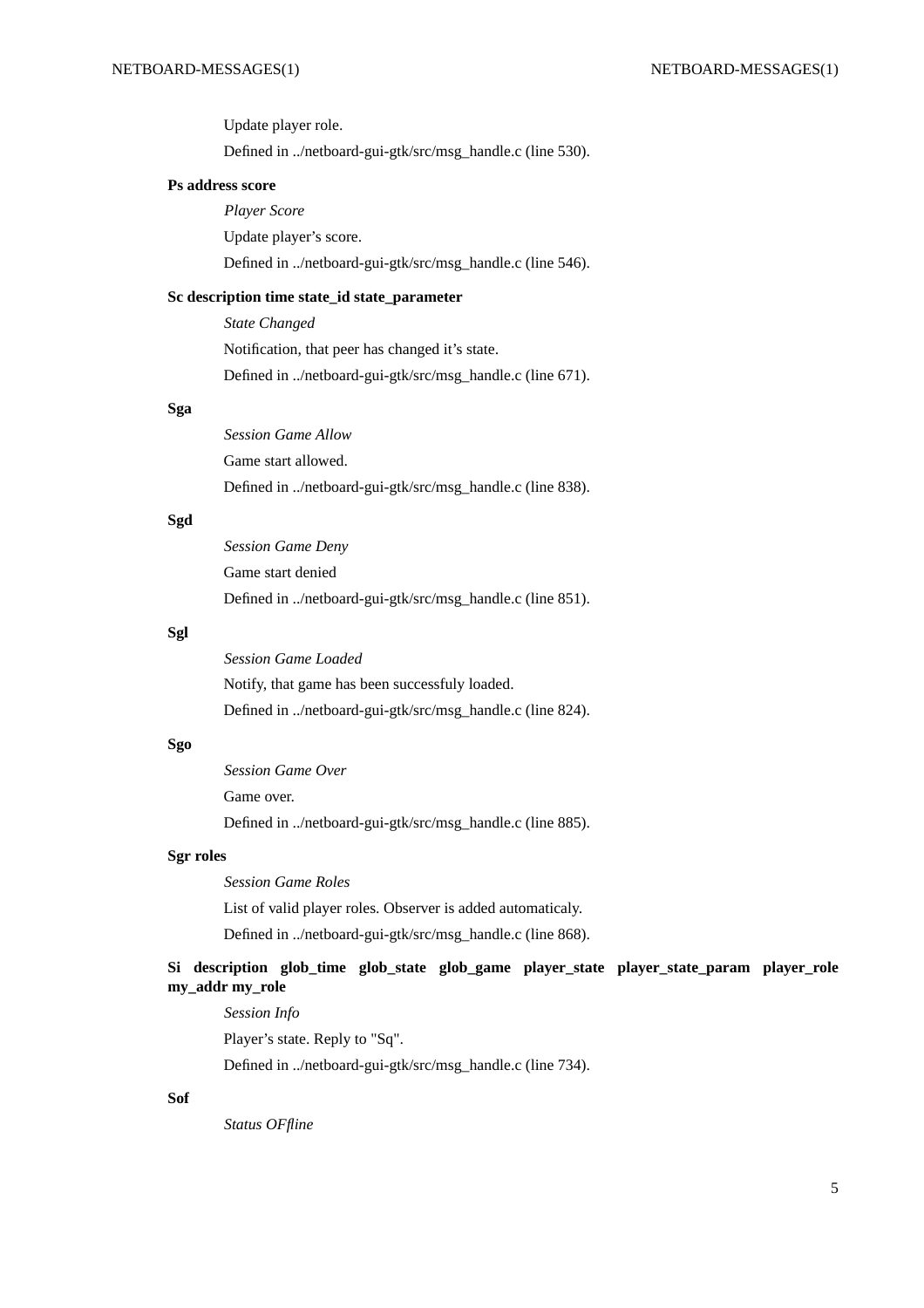Update player role.

Defined in ../netboard-gui-gtk/src/msg_handle.c (line 530).

**Ps address score**

*Player Score*

Update player's score.

Defined in ../netboard-gui-gtk/src/msg_handle.c (line 546).

**Sc description time state_id state_parameter**

*State Changed*

Notification, that peer has changed it's state.

Defined in ../netboard-gui-gtk/src/msg_handle.c (line 671).

**Sga**

*Session Game Allow*

Game start allowed.

Defined in ../netboard-gui-gtk/src/msg_handle.c (line 838).

**Sgd**

*Session Game Deny*

Game start denied

Defined in ../netboard-gui-gtk/src/msg_handle.c (line 851).

**Sgl**

*Session Game Loaded*

Notify, that game has been successfuly loaded.

Defined in ../netboard-gui-gtk/src/msg_handle.c (line 824).

**Sgo**

*Session Game Over*

Game over.

Defined in ../netboard-gui-gtk/src/msg_handle.c (line 885).

**Sgr roles**

*Session Game Roles*

List of valid player roles. Observer is added automaticaly.

Defined in ../netboard-gui-gtk/src/msg_handle.c (line 868).

**Si description glob_time glob_state glob_game player_state player_state_param player_role my_addr my_role**

*Session Info*

Player's state. Reply to "Sq".

Defined in ../netboard-gui-gtk/src/msg_handle.c (line 734).

**Sof**

*Status OFfline*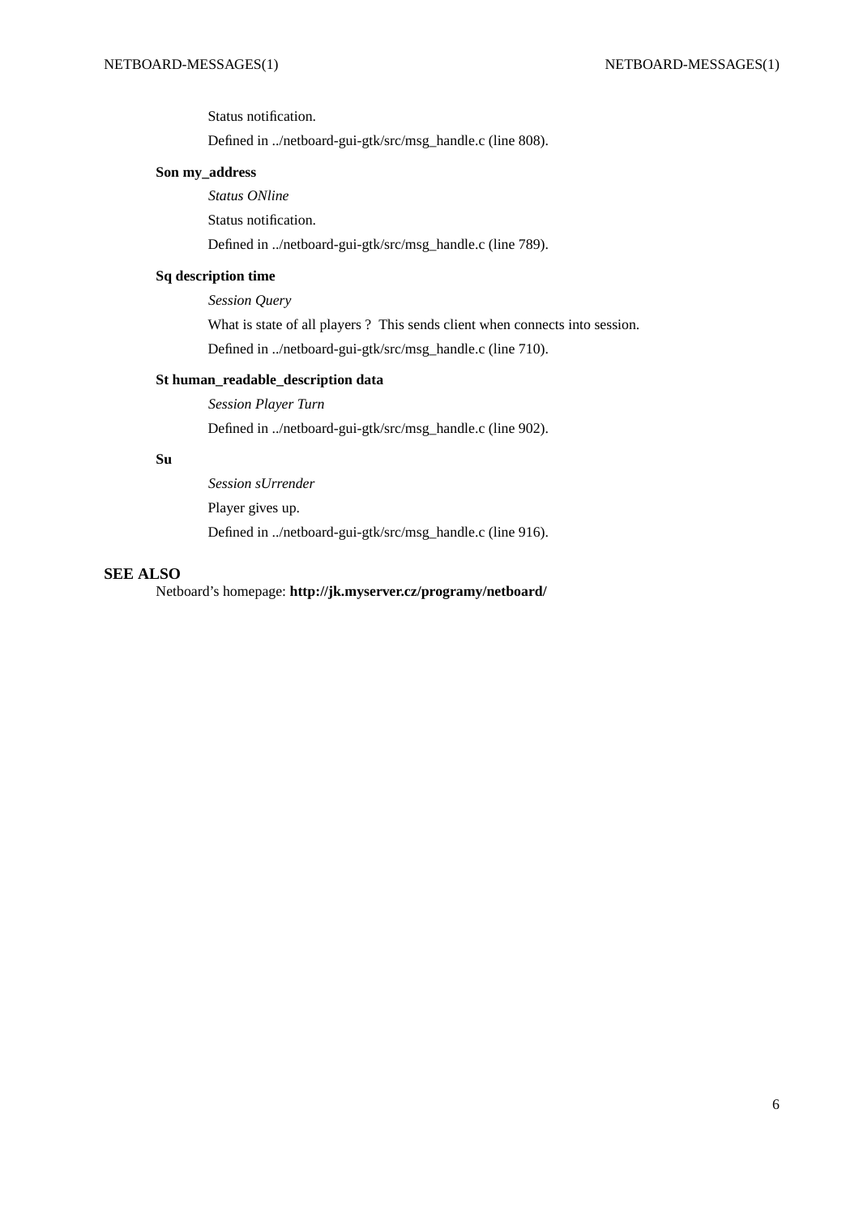Status notification.

Defined in ../netboard-gui-gtk/src/msg_handle.c (line 808).

**Son my_address**

*Status ONline*

Status notification.

Defined in ../netboard-gui-gtk/src/msg_handle.c (line 789).

**Sq description time**

*Session Query*

What is state of all players ? This sends client when connects into session.

Defined in ../netboard-gui-gtk/src/msg_handle.c (line 710).

**St human_readable_description data**

*Session Player Turn*

Defined in ../netboard-gui-gtk/src/msg_handle.c (line 902).

**Su**

*Session sUrrender*

Player gives up.

Defined in ../netboard-gui-gtk/src/msg_handle.c (line 916).

## SEE ALSO

Netboard's homepage: **http://jk.myserver.cz/programy/netboard/**